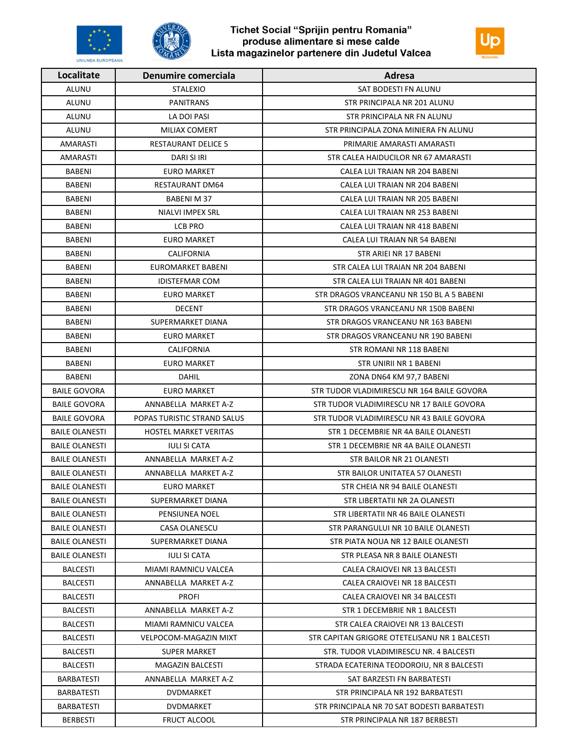# Tichet Social "Sprijin pentru Romania"
## produse alimentare si mese calde
## Lista magazinelor partenere din Judetul Valcea

| Localitate | Denumire comerciala | Adresa |
| --- | --- | --- |
| ALUNU | STALEXIO | SAT BODESTI FN ALUNU |
| ALUNU | PANITRANS | STR PRINCIPALA NR 201 ALUNU |
| ALUNU | LA DOI PASI | STR PRINCIPALA NR FN ALUNU |
| ALUNU | MILIAX COMERT | STR PRINCIPALA ZONA MINIERA FN ALUNU |
| AMARASTI | RESTAURANT DELICE 5 | PRIMARIE AMARASTI AMARASTI |
| AMARASTI | DARI SI IRI | STR CALEA HAIDUCILOR NR 67 AMARASTI |
| BABENI | EURO MARKET | CALEA LUI TRAIAN NR 204 BABENI |
| BABENI | RESTAURANT DM64 | CALEA LUI TRAIAN NR 204 BABENI |
| BABENI | BABENI M 37 | CALEA LUI TRAIAN NR 205 BABENI |
| BABENI | NIALVI IMPEX SRL | CALEA LUI TRAIAN NR 253 BABENI |
| BABENI | LCB PRO | CALEA LUI TRAIAN NR 418 BABENI |
| BABENI | EURO MARKET | CALEA LUI TRAIAN NR 54 BABENI |
| BABENI | CALIFORNIA | STR ARIEI NR 17 BABENI |
| BABENI | EUROMARKET BABENI | STR CALEA LUI TRAIAN NR 204 BABENI |
| BABENI | IDISTEFMAR COM | STR CALEA LUI TRAIAN NR 401 BABENI |
| BABENI | EURO MARKET | STR DRAGOS VRANCEANU NR 150 BL A 5 BABENI |
| BABENI | DECENT | STR DRAGOS VRANCEANU NR 150B BABENI |
| BABENI | SUPERMARKET DIANA | STR DRAGOS VRANCEANU NR 163 BABENI |
| BABENI | EURO MARKET | STR DRAGOS VRANCEANU NR 190 BABENI |
| BABENI | CALIFORNIA | STR ROMANI NR 118 BABENI |
| BABENI | EURO MARKET | STR UNIRII NR 1 BABENI |
| BABENI | DAHIL | ZONA DN64 KM 97,7 BABENI |
| BAILE GOVORA | EURO MARKET | STR TUDOR VLADIMIRESCU NR 164 BAILE GOVORA |
| BAILE GOVORA | ANNABELLA MARKET A-Z | STR TUDOR VLADIMIRESCU NR 17 BAILE GOVORA |
| BAILE GOVORA | POPAS TURISTIC STRAND SALUS | STR TUDOR VLADIMIRESCU NR 43 BAILE GOVORA |
| BAILE OLANESTI | HOSTEL MARKET VERITAS | STR 1 DECEMBRIE NR 4A BAILE OLANESTI |
| BAILE OLANESTI | IULI SI CATA | STR 1 DECEMBRIE NR 4A BAILE OLANESTI |
| BAILE OLANESTI | ANNABELLA MARKET A-Z | STR BAILOR NR 21 OLANESTI |
| BAILE OLANESTI | ANNABELLA MARKET A-Z | STR BAILOR UNITATEA 57 OLANESTI |
| BAILE OLANESTI | EURO MARKET | STR CHEIA NR 94 BAILE OLANESTI |
| BAILE OLANESTI | SUPERMARKET DIANA | STR LIBERTATII NR 2A OLANESTI |
| BAILE OLANESTI | PENSIUNEA NOEL | STR LIBERTATII NR 46 BAILE OLANESTI |
| BAILE OLANESTI | CASA OLANESCU | STR PARANGULUI NR 10 BAILE OLANESTI |
| BAILE OLANESTI | SUPERMARKET DIANA | STR PIATA NOUA NR 12 BAILE OLANESTI |
| BAILE OLANESTI | IULI SI CATA | STR PLEASA NR 8 BAILE OLANESTI |
| BALCESTI | MIAMI RAMNICU VALCEA | CALEA CRAIOVEI NR 13 BALCESTI |
| BALCESTI | ANNABELLA MARKET A-Z | CALEA CRAIOVEI NR 18 BALCESTI |
| BALCESTI | PROFI | CALEA CRAIOVEI NR 34 BALCESTI |
| BALCESTI | ANNABELLA MARKET A-Z | STR 1 DECEMBRIE NR 1 BALCESTI |
| BALCESTI | MIAMI RAMNICU VALCEA | STR CALEA CRAIOVEI NR 13 BALCESTI |
| BALCESTI | VELPOCOM-MAGAZIN MIXT | STR CAPITAN GRIGORE OTETELISANU NR 1 BALCESTI |
| BALCESTI | SUPER MARKET | STR. TUDOR VLADIMIRESCU NR. 4 BALCESTI |
| BALCESTI | MAGAZIN BALCESTI | STRADA ECATERINA TEODOROIU, NR 8 BALCESTI |
| BARBATESTI | ANNABELLA MARKET A-Z | SAT BARZESTI FN BARBATESTI |
| BARBATESTI | DVDMARKET | STR PRINCIPALA NR 192 BARBATESTI |
| BARBATESTI | DVDMARKET | STR PRINCIPALA NR 70 SAT BODESTI BARBATESTI |
| BERBESTI | FRUCT ALCOOL | STR PRINCIPALA NR 187 BERBESTI |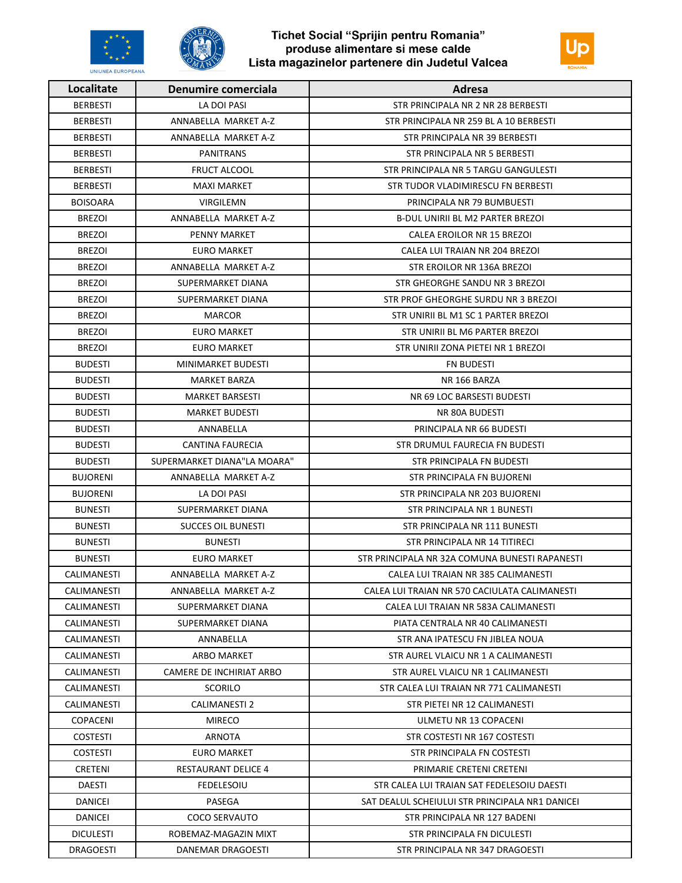# Tichet Social "Sprijin pentru Romania"
## produse alimentare si mese calde
## Lista magazinelor partenere din Judetul Valcea

| Localitate | Denumire comerciala | Adresa |
|---|---|---|
| BERBESTI | LA DOI PASI | STR PRINCIPALA NR 2 NR 28 BERBESTI |
| BERBESTI | ANNABELLA MARKET A-Z | STR PRINCIPALA NR 259 BL A 10 BERBESTI |
| BERBESTI | ANNABELLA MARKET A-Z | STR PRINCIPALA NR 39 BERBESTI |
| BERBESTI | PANITRANS | STR PRINCIPALA NR 5 BERBESTI |
| BERBESTI | FRUCT ALCOOL | STR PRINCIPALA NR 5 TARGU GANGULESTI |
| BERBESTI | MAXI MARKET | STR TUDOR VLADIMIRESCU FN BERBESTI |
| BOISOARA | VIRGILEMN | PRINCIPALA NR 79 BUMBUESTI |
| BREZOI | ANNABELLA MARKET A-Z | B-DUL UNIRII BL M2 PARTER BREZOI |
| BREZOI | PENNY MARKET | CALEA EROILOR NR 15 BREZOI |
| BREZOI | EURO MARKET | CALEA LUI TRAIAN NR 204 BREZOI |
| BREZOI | ANNABELLA MARKET A-Z | STR EROILOR NR 136A BREZOI |
| BREZOI | SUPERMARKET DIANA | STR GHEORGHE SANDU NR 3 BREZOI |
| BREZOI | SUPERMARKET DIANA | STR PROF GHEORGHE SURDU NR 3 BREZOI |
| BREZOI | MARCOR | STR UNIRII BL M1 SC 1 PARTER BREZOI |
| BREZOI | EURO MARKET | STR UNIRII BL M6 PARTER BREZOI |
| BREZOI | EURO MARKET | STR UNIRII ZONA PIETEI NR 1 BREZOI |
| BUDESTI | MINIMARKET BUDESTI | FN BUDESTI |
| BUDESTI | MARKET BARZA | NR 166 BARZA |
| BUDESTI | MARKET BARSESTI | NR 69 LOC BARSESTI BUDESTI |
| BUDESTI | MARKET BUDESTI | NR 80A BUDESTI |
| BUDESTI | ANNABELLA | PRINCIPALA NR 66 BUDESTI |
| BUDESTI | CANTINA FAURECIA | STR DRUMUL FAURECIA FN BUDESTI |
| BUDESTI | SUPERMARKET DIANA"LA MOARA" | STR PRINCIPALA FN BUDESTI |
| BUJORENI | ANNABELLA MARKET A-Z | STR PRINCIPALA FN BUJORENI |
| BUJORENI | LA DOI PASI | STR PRINCIPALA NR 203 BUJORENI |
| BUNESTI | SUPERMARKET DIANA | STR PRINCIPALA NR 1 BUNESTI |
| BUNESTI | SUCCES OIL BUNESTI | STR PRINCIPALA NR 111 BUNESTI |
| BUNESTI | BUNESTI | STR PRINCIPALA NR 14 TITIRECI |
| BUNESTI | EURO MARKET | STR PRINCIPALA NR 32A COMUNA BUNESTI RAPANESTI |
| CALIMANESTI | ANNABELLA MARKET A-Z | CALEA LUI TRAIAN NR 385 CALIMANESTI |
| CALIMANESTI | ANNABELLA MARKET A-Z | CALEA LUI TRAIAN NR 570 CACIULATA CALIMANESTI |
| CALIMANESTI | SUPERMARKET DIANA | CALEA LUI TRAIAN NR 583A CALIMANESTI |
| CALIMANESTI | SUPERMARKET DIANA | PIATA CENTRALA NR 40 CALIMANESTI |
| CALIMANESTI | ANNABELLA | STR ANA IPATESCU FN JIBLEA NOUA |
| CALIMANESTI | ARBO MARKET | STR AUREL VLAICU NR 1 A CALIMANESTI |
| CALIMANESTI | CAMERE DE INCHIRIAT ARBO | STR AUREL VLAICU NR 1 CALIMANESTI |
| CALIMANESTI | SCORILO | STR CALEA LUI TRAIAN NR 771 CALIMANESTI |
| CALIMANESTI | CALIMANESTI 2 | STR PIETEI NR 12 CALIMANESTI |
| COPACENI | MIRECO | ULMETU NR 13 COPACENI |
| COSTESTI | ARNOTA | STR COSTESTI NR 167 COSTESTI |
| COSTESTI | EURO MARKET | STR PRINCIPALA FN COSTESTI |
| CRETENI | RESTAURANT DELICE 4 | PRIMARIE CRETENI CRETENI |
| DAESTI | FEDELESOIU | STR CALEA LUI TRAIAN SAT FEDELESOIU DAESTI |
| DANICEI | PASEGA | SAT DEALUL SCHEIULUI STR PRINCIPALA NR1 DANICEI |
| DANICEI | COCO SERVAUTO | STR PRINCIPALA NR 127 BADENI |
| DICULESTI | ROBEMAZ-MAGAZIN MIXT | STR PRINCIPALA FN DICULESTI |
| DRAGOESTI | DANEMAR DRAGOESTI | STR PRINCIPALA NR 347 DRAGOESTI |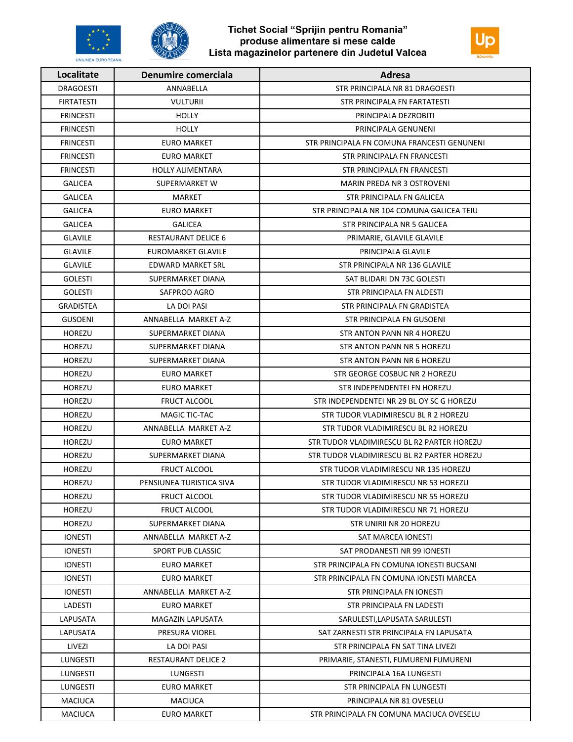# Tichet Social "Sprijin pentru Romania"
## produse alimentare si mese calde
## Lista magazinelor partenere din Judetul Valcea

| Localitate | Denumire comerciala | Adresa |
|---|---|---|
| DRAGOESTI | ANNABELLA | STR PRINCIPALA NR 81 DRAGOESTI |
| FIRTATESTI | VULTURII | STR PRINCIPALA FN FARTATESTI |
| FRINCESTI | HOLLY | PRINCIPALA DEZROBITI |
| FRINCESTI | HOLLY | PRINCIPALA GENUNENI |
| FRINCESTI | EURO MARKET | STR PRINCIPALA FN COMUNA FRANCESTI GENUNENI |
| FRINCESTI | EURO MARKET | STR PRINCIPALA FN FRANCESTI |
| FRINCESTI | HOLLY ALIMENTARA | STR PRINCIPALA FN FRANCESTI |
| GALICEA | SUPERMARKET W | MARIN PREDA NR 3 OSTROVENI |
| GALICEA | MARKET | STR PRINCIPALA FN GALICEA |
| GALICEA | EURO MARKET | STR PRINCIPALA NR 104 COMUNA GALICEA TEIU |
| GALICEA | GALICEA | STR PRINCIPALA NR 5 GALICEA |
| GLAVILE | RESTAURANT DELICE 6 | PRIMARIE, GLAVILE GLAVILE |
| GLAVILE | EUROMARKET GLAVILE | PRINCIPALA GLAVILE |
| GLAVILE | EDWARD MARKET SRL | STR PRINCIPALA NR 136 GLAVILE |
| GOLESTI | SUPERMARKET DIANA | SAT BLIDARI DN 73C GOLESTI |
| GOLESTI | SAFPROD AGRO | STR PRINCIPALA FN ALDESTI |
| GRADISTEA | LA DOI PASI | STR PRINCIPALA FN GRADISTEA |
| GUSOENI | ANNABELLA MARKET A-Z | STR PRINCIPALA FN GUSOENI |
| HOREZU | SUPERMARKET DIANA | STR ANTON PANN NR 4 HOREZU |
| HOREZU | SUPERMARKET DIANA | STR ANTON PANN NR 5 HOREZU |
| HOREZU | SUPERMARKET DIANA | STR ANTON PANN NR 6 HOREZU |
| HOREZU | EURO MARKET | STR GEORGE COSBUC NR 2 HOREZU |
| HOREZU | EURO MARKET | STR INDEPENDENTEI FN HOREZU |
| HOREZU | FRUCT ALCOOL | STR INDEPENDENTEI NR 29 BL OY SC G HOREZU |
| HOREZU | MAGIC TIC-TAC | STR TUDOR VLADIMIRESCU BL R 2 HOREZU |
| HOREZU | ANNABELLA MARKET A-Z | STR TUDOR VLADIMIRESCU BL R2 HOREZU |
| HOREZU | EURO MARKET | STR TUDOR VLADIMIRESCU BL R2 PARTER HOREZU |
| HOREZU | SUPERMARKET DIANA | STR TUDOR VLADIMIRESCU BL R2 PARTER HOREZU |
| HOREZU | FRUCT ALCOOL | STR TUDOR VLADIMIRESCU NR 135 HOREZU |
| HOREZU | PENSIUNEA TURISTICA SIVA | STR TUDOR VLADIMIRESCU NR 53 HOREZU |
| HOREZU | FRUCT ALCOOL | STR TUDOR VLADIMIRESCU NR 55 HOREZU |
| HOREZU | FRUCT ALCOOL | STR TUDOR VLADIMIRESCU NR 71 HOREZU |
| HOREZU | SUPERMARKET DIANA | STR UNIRII NR 20 HOREZU |
| IONESTI | ANNABELLA MARKET A-Z | SAT MARCEA IONESTI |
| IONESTI | SPORT PUB CLASSIC | SAT PRODANESTI NR 99 IONESTI |
| IONESTI | EURO MARKET | STR PRINCIPALA FN COMUNA IONESTI BUCSANI |
| IONESTI | EURO MARKET | STR PRINCIPALA FN COMUNA IONESTI MARCEA |
| IONESTI | ANNABELLA MARKET A-Z | STR PRINCIPALA FN IONESTI |
| LADESTI | EURO MARKET | STR PRINCIPALA FN LADESTI |
| LAPUSATA | MAGAZIN LAPUSATA | SARULESTI,LAPUSATA SARULESTI |
| LAPUSATA | PRESURA VIOREL | SAT ZARNESTI STR PRINCIPALA FN LAPUSATA |
| LIVEZI | LA DOI PASI | STR PRINCIPALA FN SAT TINA LIVEZI |
| LUNGESTI | RESTAURANT DELICE 2 | PRIMARIE, STANESTI, FUMURENI FUMURENI |
| LUNGESTI | LUNGESTI | PRINCIPALA 16A LUNGESTI |
| LUNGESTI | EURO MARKET | STR PRINCIPALA FN LUNGESTI |
| MACIUCA | MACIUCA | PRINCIPALA NR 81 OVESELU |
| MACIUCA | EURO MARKET | STR PRINCIPALA FN COMUNA MACIUCA OVESELU |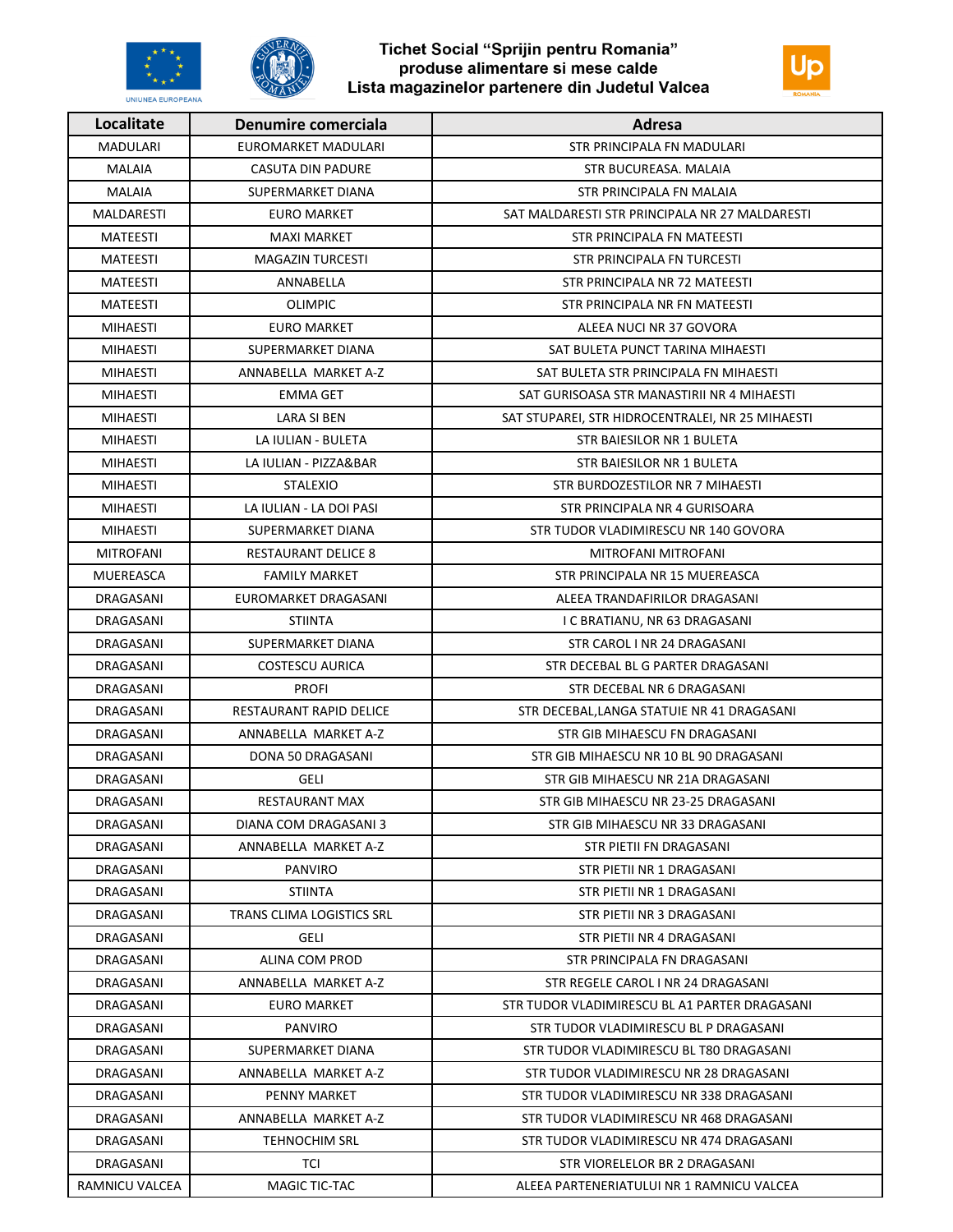# Tichet Social "Sprijin pentru Romania"
## produse alimentare si mese calde
## Lista magazinelor partenere din Judetul Valcea

| Localitate | Denumire comerciala | Adresa |
|---|---|---|
| MADULARI | EUROMARKET MADULARI | STR PRINCIPALA FN MADULARI |
| MALAIA | CASUTA DIN PADURE | STR BUCUREASA. MALAIA |
| MALAIA | SUPERMARKET DIANA | STR PRINCIPALA FN MALAIA |
| MALDARESTI | EURO MARKET | SAT MALDARESTI STR PRINCIPALA NR 27 MALDARESTI |
| MATEESTI | MAXI MARKET | STR PRINCIPALA FN MATEESTI |
| MATEESTI | MAGAZIN TURCESTI | STR PRINCIPALA FN TURCESTI |
| MATEESTI | ANNABELLA | STR PRINCIPALA NR 72 MATEESTI |
| MATEESTI | OLIMPIC | STR PRINCIPALA NR FN MATEESTI |
| MIHAESTI | EURO MARKET | ALEEA NUCI NR 37 GOVORA |
| MIHAESTI | SUPERMARKET DIANA | SAT BULETA PUNCT TARINA MIHAESTI |
| MIHAESTI | ANNABELLA MARKET A-Z | SAT BULETA STR PRINCIPALA FN MIHAESTI |
| MIHAESTI | EMMA GET | SAT GURISOASA STR MANASTIRII NR 4 MIHAESTI |
| MIHAESTI | LARA SI BEN | SAT STUPAREI, STR HIDROCENTRALEI, NR 25 MIHAESTI |
| MIHAESTI | LA IULIAN - BULETA | STR BAIESILOR NR 1 BULETA |
| MIHAESTI | LA IULIAN - PIZZA&BAR | STR BAIESILOR NR 1 BULETA |
| MIHAESTI | STALEXIO | STR BURDOZESTILOR NR 7 MIHAESTI |
| MIHAESTI | LA IULIAN - LA DOI PASI | STR PRINCIPALA NR 4 GURISOARA |
| MIHAESTI | SUPERMARKET DIANA | STR TUDOR VLADIMIRESCU NR 140 GOVORA |
| MITROFANI | RESTAURANT DELICE 8 | MITROFANI MITROFANI |
| MUEREASCA | FAMILY MARKET | STR PRINCIPALA NR 15 MUEREASCA |
| DRAGASANI | EUROMARKET DRAGASANI | ALEEA TRANDAFIRILOR DRAGASANI |
| DRAGASANI | STIINTA | I C BRATIANU, NR 63 DRAGASANI |
| DRAGASANI | SUPERMARKET DIANA | STR CAROL I NR 24 DRAGASANI |
| DRAGASANI | COSTESCU AURICA | STR DECEBAL BL G PARTER DRAGASANI |
| DRAGASANI | PROFI | STR DECEBAL NR 6 DRAGASANI |
| DRAGASANI | RESTAURANT RAPID DELICE | STR DECEBAL,LANGA STATUIE NR 41 DRAGASANI |
| DRAGASANI | ANNABELLA MARKET A-Z | STR GIB MIHAESCU FN DRAGASANI |
| DRAGASANI | DONA 50 DRAGASANI | STR GIB MIHAESCU NR 10 BL 90 DRAGASANI |
| DRAGASANI | GELI | STR GIB MIHAESCU NR 21A DRAGASANI |
| DRAGASANI | RESTAURANT MAX | STR GIB MIHAESCU NR 23-25 DRAGASANI |
| DRAGASANI | DIANA COM DRAGASANI 3 | STR GIB MIHAESCU NR 33 DRAGASANI |
| DRAGASANI | ANNABELLA MARKET A-Z | STR PIETII FN DRAGASANI |
| DRAGASANI | PANVIRO | STR PIETII NR 1 DRAGASANI |
| DRAGASANI | STIINTA | STR PIETII NR 1 DRAGASANI |
| DRAGASANI | TRANS CLIMA LOGISTICS SRL | STR PIETII NR 3 DRAGASANI |
| DRAGASANI | GELI | STR PIETII NR 4 DRAGASANI |
| DRAGASANI | ALINA COM PROD | STR PRINCIPALA FN DRAGASANI |
| DRAGASANI | ANNABELLA MARKET A-Z | STR REGELE CAROL I NR 24 DRAGASANI |
| DRAGASANI | EURO MARKET | STR TUDOR VLADIMIRESCU BL A1 PARTER DRAGASANI |
| DRAGASANI | PANVIRO | STR TUDOR VLADIMIRESCU BL P DRAGASANI |
| DRAGASANI | SUPERMARKET DIANA | STR TUDOR VLADIMIRESCU BL T80 DRAGASANI |
| DRAGASANI | ANNABELLA MARKET A-Z | STR TUDOR VLADIMIRESCU NR 28 DRAGASANI |
| DRAGASANI | PENNY MARKET | STR TUDOR VLADIMIRESCU NR 338 DRAGASANI |
| DRAGASANI | ANNABELLA MARKET A-Z | STR TUDOR VLADIMIRESCU NR 468 DRAGASANI |
| DRAGASANI | TEHNOCHIM SRL | STR TUDOR VLADIMIRESCU NR 474 DRAGASANI |
| DRAGASANI | TCI | STR VIORELELOR BR 2 DRAGASANI |
| RAMNICU VALCEA | MAGIC TIC-TAC | ALEEA PARTENERIATULUI NR 1 RAMNICU VALCEA |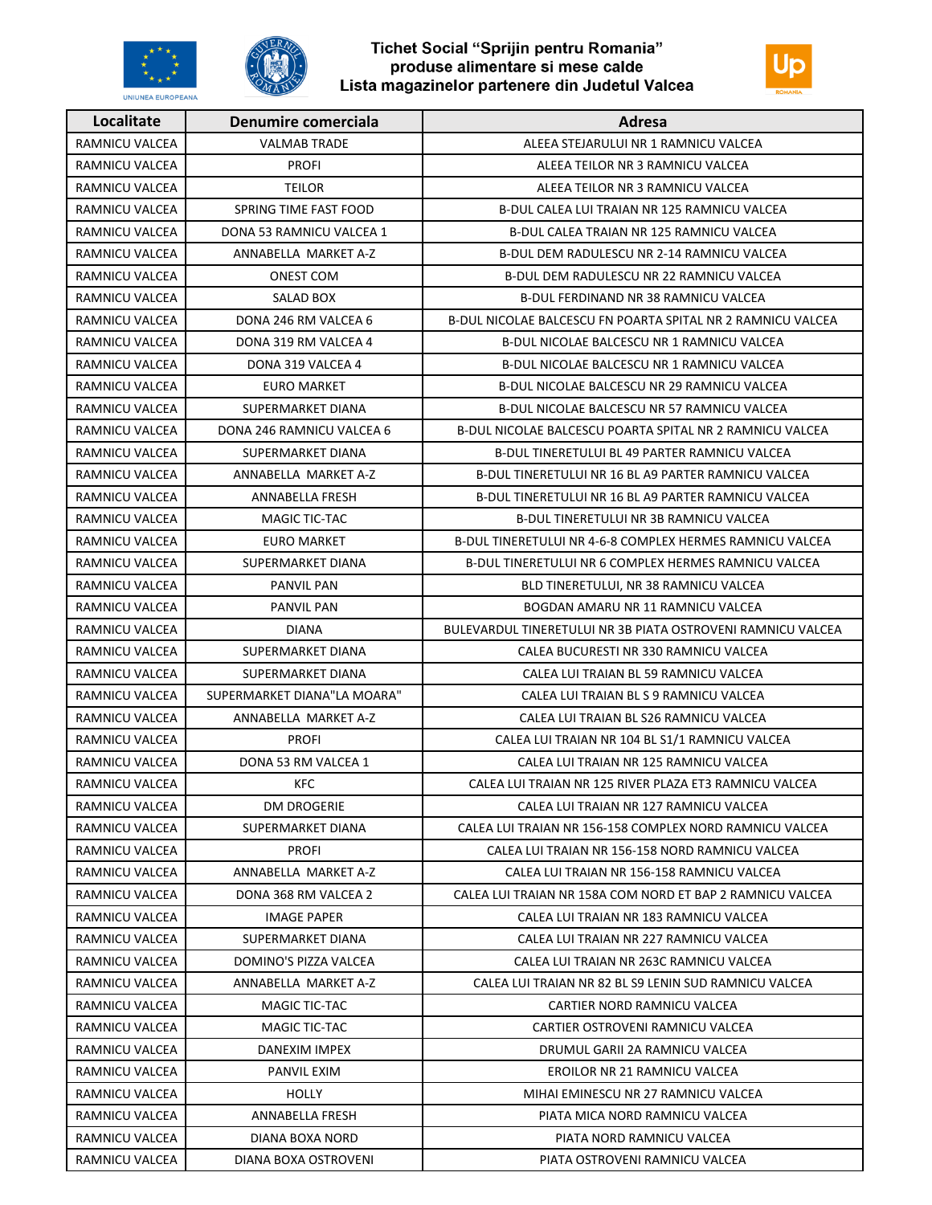# Tichet Social "Sprijin pentru Romania"
## produse alimentare si mese calde
## Lista magazinelor partenere din Judetul Valcea

| Localitate | Denumire comerciala | Adresa |
|---|---|---|
| RAMNICU VALCEA | VALMAB TRADE | ALEEA STEJARULUI NR 1 RAMNICU VALCEA |
| RAMNICU VALCEA | PROFI | ALEEA TEILOR NR 3 RAMNICU VALCEA |
| RAMNICU VALCEA | TEILOR | ALEEA TEILOR NR 3 RAMNICU VALCEA |
| RAMNICU VALCEA | SPRING TIME FAST FOOD | B-DUL CALEA LUI TRAIAN NR 125 RAMNICU VALCEA |
| RAMNICU VALCEA | DONA 53 RAMNICU VALCEA 1 | B-DUL CALEA TRAIAN NR 125 RAMNICU VALCEA |
| RAMNICU VALCEA | ANNABELLA MARKET A-Z | B-DUL DEM RADULESCU NR 2-14 RAMNICU VALCEA |
| RAMNICU VALCEA | ONEST COM | B-DUL DEM RADULESCU NR 22 RAMNICU VALCEA |
| RAMNICU VALCEA | SALAD BOX | B-DUL FERDINAND NR 38 RAMNICU VALCEA |
| RAMNICU VALCEA | DONA 246 RM VALCEA 6 | B-DUL NICOLAE BALCESCU FN POARTA SPITAL NR 2 RAMNICU VALCEA |
| RAMNICU VALCEA | DONA 319 RM VALCEA 4 | B-DUL NICOLAE BALCESCU NR 1 RAMNICU VALCEA |
| RAMNICU VALCEA | DONA 319 VALCEA 4 | B-DUL NICOLAE BALCESCU NR 1 RAMNICU VALCEA |
| RAMNICU VALCEA | EURO MARKET | B-DUL NICOLAE BALCESCU NR 29 RAMNICU VALCEA |
| RAMNICU VALCEA | SUPERMARKET DIANA | B-DUL NICOLAE BALCESCU NR 57 RAMNICU VALCEA |
| RAMNICU VALCEA | DONA 246 RAMNICU VALCEA 6 | B-DUL NICOLAE BALCESCU POARTA SPITAL NR 2 RAMNICU VALCEA |
| RAMNICU VALCEA | SUPERMARKET DIANA | B-DUL TINERETULUI BL 49 PARTER RAMNICU VALCEA |
| RAMNICU VALCEA | ANNABELLA MARKET A-Z | B-DUL TINERETULUI NR 16 BL A9 PARTER RAMNICU VALCEA |
| RAMNICU VALCEA | ANNABELLA FRESH | B-DUL TINERETULUI NR 16 BL A9 PARTER RAMNICU VALCEA |
| RAMNICU VALCEA | MAGIC TIC-TAC | B-DUL TINERETULUI NR 3B RAMNICU VALCEA |
| RAMNICU VALCEA | EURO MARKET | B-DUL TINERETULUI NR 4-6-8 COMPLEX HERMES RAMNICU VALCEA |
| RAMNICU VALCEA | SUPERMARKET DIANA | B-DUL TINERETULUI NR 6 COMPLEX HERMES RAMNICU VALCEA |
| RAMNICU VALCEA | PANVIL PAN | BLD TINERETULUI, NR 38 RAMNICU VALCEA |
| RAMNICU VALCEA | PANVIL PAN | BOGDAN AMARU NR 11 RAMNICU VALCEA |
| RAMNICU VALCEA | DIANA | BULEVARDUL TINERETULUI NR 3B PIATA OSTROVENI RAMNICU VALCEA |
| RAMNICU VALCEA | SUPERMARKET DIANA | CALEA BUCURESTI NR 330 RAMNICU VALCEA |
| RAMNICU VALCEA | SUPERMARKET DIANA | CALEA LUI TRAIAN BL 59 RAMNICU VALCEA |
| RAMNICU VALCEA | SUPERMARKET DIANA"LA MOARA" | CALEA LUI TRAIAN BL S 9 RAMNICU VALCEA |
| RAMNICU VALCEA | ANNABELLA MARKET A-Z | CALEA LUI TRAIAN BL S26 RAMNICU VALCEA |
| RAMNICU VALCEA | PROFI | CALEA LUI TRAIAN NR 104 BL S1/1 RAMNICU VALCEA |
| RAMNICU VALCEA | DONA 53 RM VALCEA 1 | CALEA LUI TRAIAN NR 125 RAMNICU VALCEA |
| RAMNICU VALCEA | KFC | CALEA LUI TRAIAN NR 125 RIVER PLAZA ET3 RAMNICU VALCEA |
| RAMNICU VALCEA | DM DROGERIE | CALEA LUI TRAIAN NR 127 RAMNICU VALCEA |
| RAMNICU VALCEA | SUPERMARKET DIANA | CALEA LUI TRAIAN NR 156-158 COMPLEX NORD RAMNICU VALCEA |
| RAMNICU VALCEA | PROFI | CALEA LUI TRAIAN NR 156-158 NORD RAMNICU VALCEA |
| RAMNICU VALCEA | ANNABELLA MARKET A-Z | CALEA LUI TRAIAN NR 156-158 RAMNICU VALCEA |
| RAMNICU VALCEA | DONA 368 RM VALCEA 2 | CALEA LUI TRAIAN NR 158A COM NORD ET BAP 2 RAMNICU VALCEA |
| RAMNICU VALCEA | IMAGE PAPER | CALEA LUI TRAIAN NR 183 RAMNICU VALCEA |
| RAMNICU VALCEA | SUPERMARKET DIANA | CALEA LUI TRAIAN NR 227 RAMNICU VALCEA |
| RAMNICU VALCEA | DOMINO'S PIZZA VALCEA | CALEA LUI TRAIAN NR 263C RAMNICU VALCEA |
| RAMNICU VALCEA | ANNABELLA MARKET A-Z | CALEA LUI TRAIAN NR 82 BL S9 LENIN SUD RAMNICU VALCEA |
| RAMNICU VALCEA | MAGIC TIC-TAC | CARTIER NORD RAMNICU VALCEA |
| RAMNICU VALCEA | MAGIC TIC-TAC | CARTIER OSTROVENI RAMNICU VALCEA |
| RAMNICU VALCEA | DANEXIM IMPEX | DRUMUL GARII 2A RAMNICU VALCEA |
| RAMNICU VALCEA | PANVIL EXIM | EROILOR NR 21 RAMNICU VALCEA |
| RAMNICU VALCEA | HOLLY | MIHAI EMINESCU NR 27 RAMNICU VALCEA |
| RAMNICU VALCEA | ANNABELLA FRESH | PIATA MICA NORD RAMNICU VALCEA |
| RAMNICU VALCEA | DIANA BOXA NORD | PIATA NORD RAMNICU VALCEA |
| RAMNICU VALCEA | DIANA BOXA OSTROVENI | PIATA OSTROVENI RAMNICU VALCEA |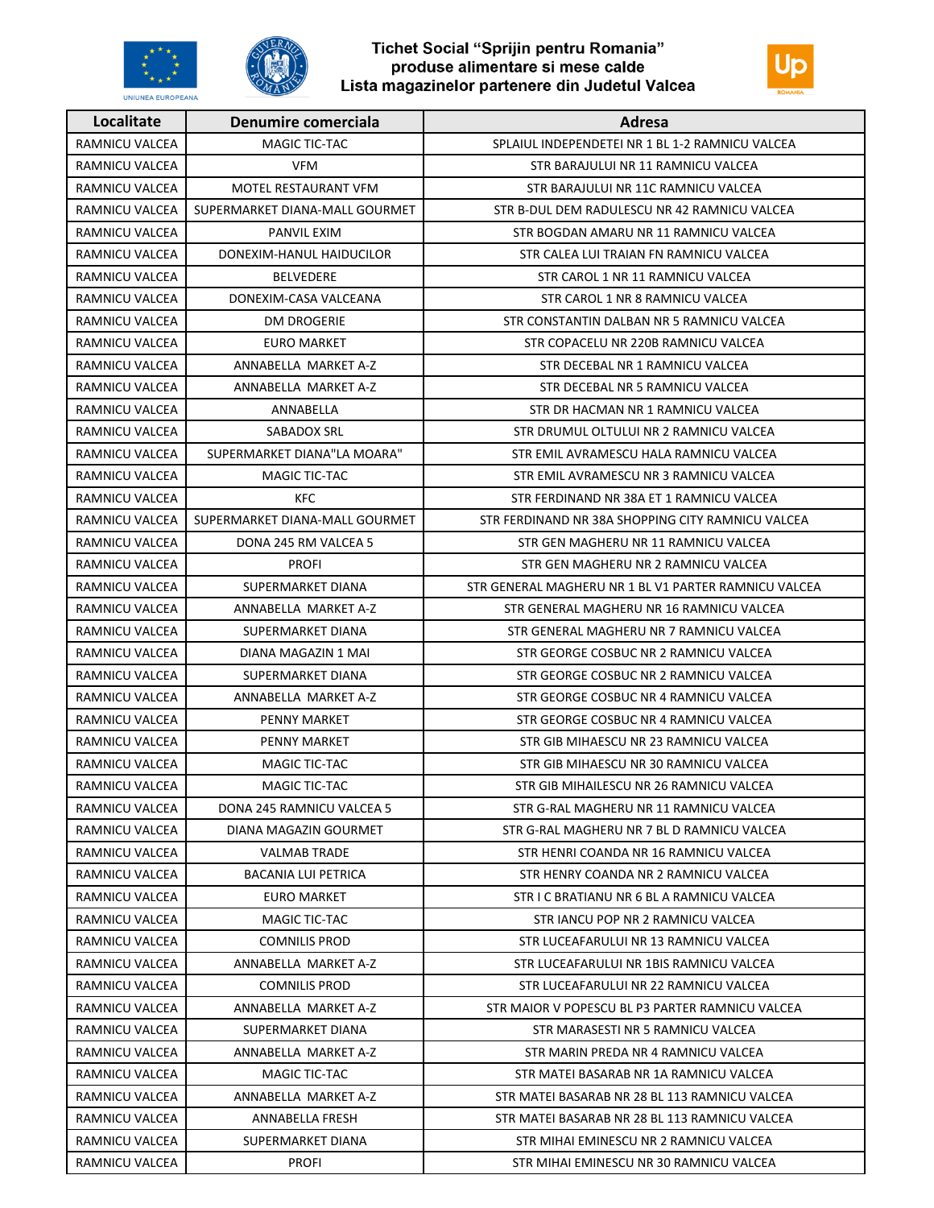# Tichet Social "Sprijin pentru Romania"
## produse alimentare si mese calde
## Lista magazinelor partenere din Judetul Valcea

| Localitate | Denumire comerciala | Adresa |
|---|---|---|
| RAMNICU VALCEA | MAGIC TIC-TAC | SPLAIUL INDEPENDETEI NR 1 BL 1-2 RAMNICU VALCEA |
| RAMNICU VALCEA | VFM | STR BARAJULUI NR 11 RAMNICU VALCEA |
| RAMNICU VALCEA | MOTEL RESTAURANT VFM | STR BARAJULUI NR 11C RAMNICU VALCEA |
| RAMNICU VALCEA | SUPERMARKET DIANA-MALL GOURMET | STR B-DUL DEM RADULESCU NR 42 RAMNICU VALCEA |
| RAMNICU VALCEA | PANVIL EXIM | STR BOGDAN AMARU NR 11 RAMNICU VALCEA |
| RAMNICU VALCEA | DONEXIM-HANUL HAIDUCILOR | STR CALEA LUI TRAIAN FN RAMNICU VALCEA |
| RAMNICU VALCEA | BELVEDERE | STR CAROL 1 NR 11 RAMNICU VALCEA |
| RAMNICU VALCEA | DONEXIM-CASA VALCEANA | STR CAROL 1 NR 8 RAMNICU VALCEA |
| RAMNICU VALCEA | DM DROGERIE | STR CONSTANTIN DALBAN NR 5 RAMNICU VALCEA |
| RAMNICU VALCEA | EURO MARKET | STR COPACELU NR 220B RAMNICU VALCEA |
| RAMNICU VALCEA | ANNABELLA MARKET A-Z | STR DECEBAL NR 1 RAMNICU VALCEA |
| RAMNICU VALCEA | ANNABELLA MARKET A-Z | STR DECEBAL NR 5 RAMNICU VALCEA |
| RAMNICU VALCEA | ANNABELLA | STR DR HACMAN NR 1 RAMNICU VALCEA |
| RAMNICU VALCEA | SABADOX SRL | STR DRUMUL OLTULUI NR 2 RAMNICU VALCEA |
| RAMNICU VALCEA | SUPERMARKET DIANA"LA MOARA" | STR EMIL AVRAMESCU HALA RAMNICU VALCEA |
| RAMNICU VALCEA | MAGIC TIC-TAC | STR EMIL AVRAMESCU NR 3 RAMNICU VALCEA |
| RAMNICU VALCEA | KFC | STR FERDINAND NR 38A ET 1 RAMNICU VALCEA |
| RAMNICU VALCEA | SUPERMARKET DIANA-MALL GOURMET | STR FERDINAND NR 38A SHOPPING CITY RAMNICU VALCEA |
| RAMNICU VALCEA | DONA 245 RM VALCEA 5 | STR GEN MAGHERU NR 11 RAMNICU VALCEA |
| RAMNICU VALCEA | PROFI | STR GEN MAGHERU NR 2 RAMNICU VALCEA |
| RAMNICU VALCEA | SUPERMARKET DIANA | STR GENERAL MAGHERU NR 1 BL V1 PARTER RAMNICU VALCEA |
| RAMNICU VALCEA | ANNABELLA MARKET A-Z | STR GENERAL MAGHERU NR 16 RAMNICU VALCEA |
| RAMNICU VALCEA | SUPERMARKET DIANA | STR GENERAL MAGHERU NR 7 RAMNICU VALCEA |
| RAMNICU VALCEA | DIANA MAGAZIN 1 MAI | STR GEORGE COSBUC NR 2 RAMNICU VALCEA |
| RAMNICU VALCEA | SUPERMARKET DIANA | STR GEORGE COSBUC NR 2 RAMNICU VALCEA |
| RAMNICU VALCEA | ANNABELLA MARKET A-Z | STR GEORGE COSBUC NR 4 RAMNICU VALCEA |
| RAMNICU VALCEA | PENNY MARKET | STR GEORGE COSBUC NR 4 RAMNICU VALCEA |
| RAMNICU VALCEA | PENNY MARKET | STR GIB MIHAESCU NR 23 RAMNICU VALCEA |
| RAMNICU VALCEA | MAGIC TIC-TAC | STR GIB MIHAESCU NR 30 RAMNICU VALCEA |
| RAMNICU VALCEA | MAGIC TIC-TAC | STR GIB MIHAILESCU NR 26 RAMNICU VALCEA |
| RAMNICU VALCEA | DONA 245 RAMNICU VALCEA 5 | STR G-RAL MAGHERU NR 11 RAMNICU VALCEA |
| RAMNICU VALCEA | DIANA MAGAZIN GOURMET | STR G-RAL MAGHERU NR 7 BL D RAMNICU VALCEA |
| RAMNICU VALCEA | VALMAB TRADE | STR HENRI COANDA NR 16 RAMNICU VALCEA |
| RAMNICU VALCEA | BACANIA LUI PETRICA | STR HENRY COANDA NR 2 RAMNICU VALCEA |
| RAMNICU VALCEA | EURO MARKET | STR I C BRATIANU NR 6 BL A RAMNICU VALCEA |
| RAMNICU VALCEA | MAGIC TIC-TAC | STR IANCU POP NR 2 RAMNICU VALCEA |
| RAMNICU VALCEA | COMNILIS PROD | STR LUCEAFARULUI NR 13 RAMNICU VALCEA |
| RAMNICU VALCEA | ANNABELLA MARKET A-Z | STR LUCEAFARULUI NR 1BIS RAMNICU VALCEA |
| RAMNICU VALCEA | COMNILIS PROD | STR LUCEAFARULUI NR 22 RAMNICU VALCEA |
| RAMNICU VALCEA | ANNABELLA MARKET A-Z | STR MAIOR V POPESCU BL P3 PARTER RAMNICU VALCEA |
| RAMNICU VALCEA | SUPERMARKET DIANA | STR MARASESTI NR 5 RAMNICU VALCEA |
| RAMNICU VALCEA | ANNABELLA MARKET A-Z | STR MARIN PREDA NR 4 RAMNICU VALCEA |
| RAMNICU VALCEA | MAGIC TIC-TAC | STR MATEI BASARAB NR 1A RAMNICU VALCEA |
| RAMNICU VALCEA | ANNABELLA MARKET A-Z | STR MATEI BASARAB NR 28 BL 113 RAMNICU VALCEA |
| RAMNICU VALCEA | ANNABELLA FRESH | STR MATEI BASARAB NR 28 BL 113 RAMNICU VALCEA |
| RAMNICU VALCEA | SUPERMARKET DIANA | STR MIHAI EMINESCU NR 2 RAMNICU VALCEA |
| RAMNICU VALCEA | PROFI | STR MIHAI EMINESCU NR 30 RAMNICU VALCEA |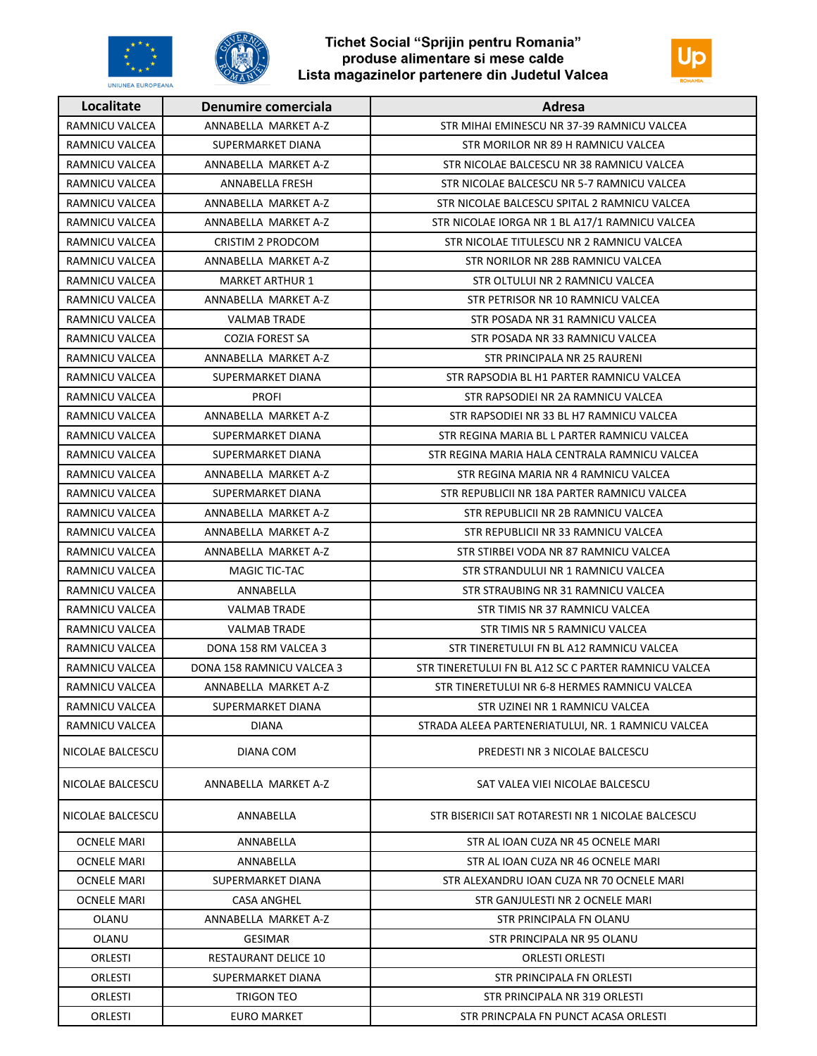# Tichet Social "Sprijin pentru Romania"
## produse alimentare si mese calde
## Lista magazinelor partenere din Judetul Valcea

| Localitate | Denumire comerciala | Adresa |
|---|---|---|
| RAMNICU VALCEA | ANNABELLA MARKET A-Z | STR MIHAI EMINESCU NR 37-39 RAMNICU VALCEA |
| RAMNICU VALCEA | SUPERMARKET DIANA | STR MORILOR NR 89 H RAMNICU VALCEA |
| RAMNICU VALCEA | ANNABELLA MARKET A-Z | STR NICOLAE BALCESCU NR 38 RAMNICU VALCEA |
| RAMNICU VALCEA | ANNABELLA FRESH | STR NICOLAE BALCESCU NR 5-7 RAMNICU VALCEA |
| RAMNICU VALCEA | ANNABELLA MARKET A-Z | STR NICOLAE BALCESCU SPITAL 2 RAMNICU VALCEA |
| RAMNICU VALCEA | ANNABELLA MARKET A-Z | STR NICOLAE IORGA NR 1 BL A17/1 RAMNICU VALCEA |
| RAMNICU VALCEA | CRISTIM 2 PRODCOM | STR NICOLAE TITULESCU NR 2 RAMNICU VALCEA |
| RAMNICU VALCEA | ANNABELLA MARKET A-Z | STR NORILOR NR 28B RAMNICU VALCEA |
| RAMNICU VALCEA | MARKET ARTHUR 1 | STR OLTULUI NR 2 RAMNICU VALCEA |
| RAMNICU VALCEA | ANNABELLA MARKET A-Z | STR PETRISOR NR 10 RAMNICU VALCEA |
| RAMNICU VALCEA | VALMAB TRADE | STR POSADA NR 31 RAMNICU VALCEA |
| RAMNICU VALCEA | COZIA FOREST SA | STR POSADA NR 33 RAMNICU VALCEA |
| RAMNICU VALCEA | ANNABELLA MARKET A-Z | STR PRINCIPALA NR 25 RAURENI |
| RAMNICU VALCEA | SUPERMARKET DIANA | STR RAPSODIA BL H1 PARTER RAMNICU VALCEA |
| RAMNICU VALCEA | PROFI | STR RAPSODIEI NR 2A RAMNICU VALCEA |
| RAMNICU VALCEA | ANNABELLA MARKET A-Z | STR RAPSODIEI NR 33 BL H7 RAMNICU VALCEA |
| RAMNICU VALCEA | SUPERMARKET DIANA | STR REGINA MARIA BL L PARTER RAMNICU VALCEA |
| RAMNICU VALCEA | SUPERMARKET DIANA | STR REGINA MARIA HALA CENTRALA RAMNICU VALCEA |
| RAMNICU VALCEA | ANNABELLA MARKET A-Z | STR REGINA MARIA NR 4 RAMNICU VALCEA |
| RAMNICU VALCEA | SUPERMARKET DIANA | STR REPUBLICII NR 18A PARTER RAMNICU VALCEA |
| RAMNICU VALCEA | ANNABELLA MARKET A-Z | STR REPUBLICII NR 2B RAMNICU VALCEA |
| RAMNICU VALCEA | ANNABELLA MARKET A-Z | STR REPUBLICII NR 33 RAMNICU VALCEA |
| RAMNICU VALCEA | ANNABELLA MARKET A-Z | STR STIRBEI VODA NR 87 RAMNICU VALCEA |
| RAMNICU VALCEA | MAGIC TIC-TAC | STR STRANDULUI NR 1 RAMNICU VALCEA |
| RAMNICU VALCEA | ANNABELLA | STR STRAUBING NR 31 RAMNICU VALCEA |
| RAMNICU VALCEA | VALMAB TRADE | STR TIMIS NR 37 RAMNICU VALCEA |
| RAMNICU VALCEA | VALMAB TRADE | STR TIMIS NR 5 RAMNICU VALCEA |
| RAMNICU VALCEA | DONA 158 RM VALCEA 3 | STR TINERETULUI FN BL A12 RAMNICU VALCEA |
| RAMNICU VALCEA | DONA 158 RAMNICU VALCEA 3 | STR TINERETULUI FN BL A12 SC C PARTER RAMNICU VALCEA |
| RAMNICU VALCEA | ANNABELLA MARKET A-Z | STR TINERETULUI NR 6-8 HERMES RAMNICU VALCEA |
| RAMNICU VALCEA | SUPERMARKET DIANA | STR UZINEI NR 1 RAMNICU VALCEA |
| RAMNICU VALCEA | DIANA | STRADA ALEEA PARTENERIATULUI, NR. 1 RAMNICU VALCEA |
| NICOLAE BALCESCU | DIANA COM | PREDESTI NR 3 NICOLAE BALCESCU |
| NICOLAE BALCESCU | ANNABELLA MARKET A-Z | SAT VALEA VIEI NICOLAE BALCESCU |
| NICOLAE BALCESCU | ANNABELLA | STR BISERICII SAT ROTARESTI NR 1 NICOLAE BALCESCU |
| OCNELE MARI | ANNABELLA | STR AL IOAN CUZA NR 45 OCNELE MARI |
| OCNELE MARI | ANNABELLA | STR AL IOAN CUZA NR 46 OCNELE MARI |
| OCNELE MARI | SUPERMARKET DIANA | STR ALEXANDRU IOAN CUZA NR 70 OCNELE MARI |
| OCNELE MARI | CASA ANGHEL | STR GANJULESTI NR 2 OCNELE MARI |
| OLANU | ANNABELLA MARKET A-Z | STR PRINCIPALA FN OLANU |
| OLANU | GESIMAR | STR PRINCIPALA NR 95 OLANU |
| ORLESTI | RESTAURANT DELICE 10 | ORLESTI ORLESTI |
| ORLESTI | SUPERMARKET DIANA | STR PRINCIPALA FN ORLESTI |
| ORLESTI | TRIGON TEO | STR PRINCIPALA NR 319 ORLESTI |
| ORLESTI | EURO MARKET | STR PRINCPALA FN PUNCT ACASA ORLESTI |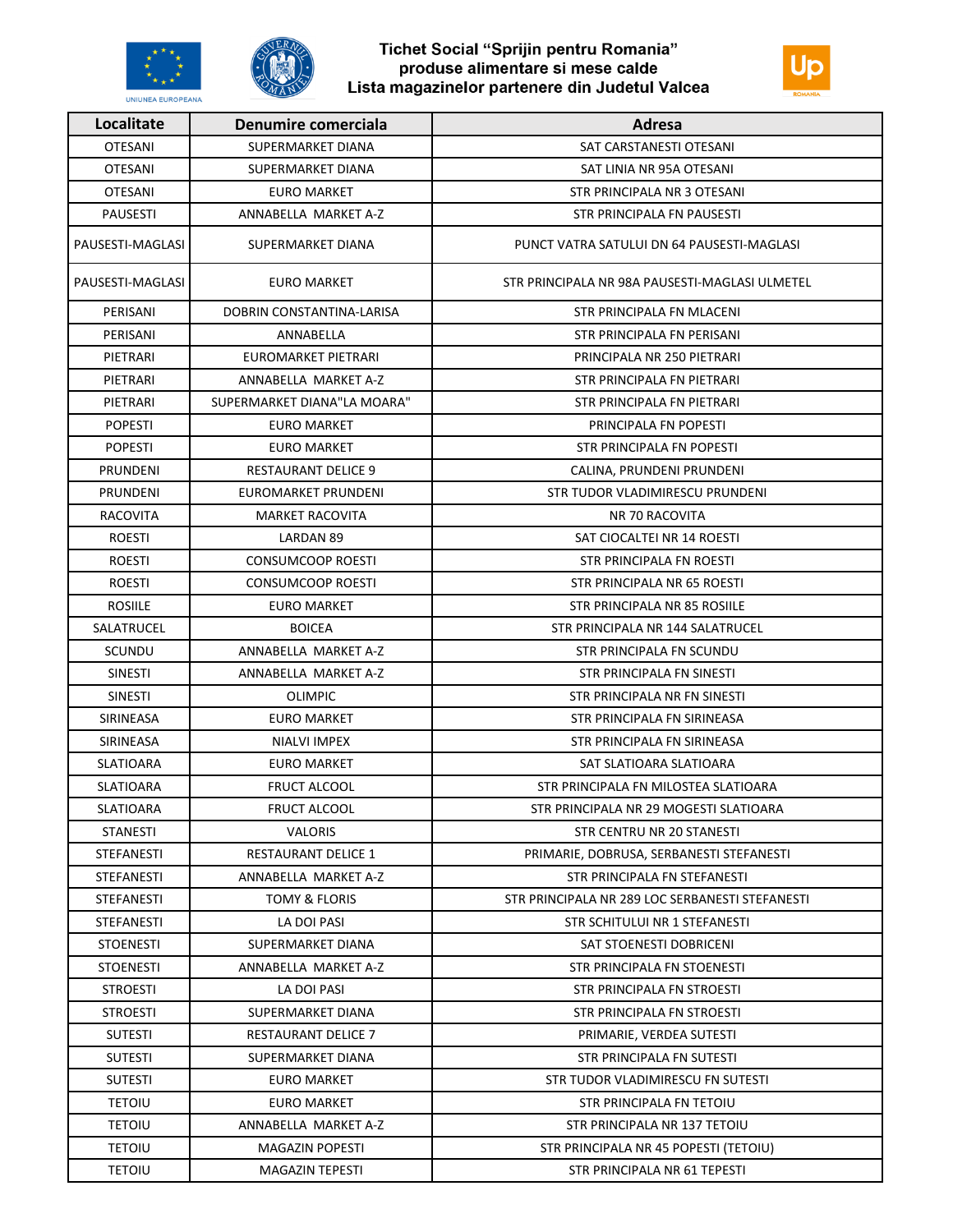# Tichet Social "Sprijin pentru Romania"
## produse alimentare si mese calde
## Lista magazinelor partenere din Judetul Valcea

| Localitate | Denumire comerciala | Adresa |
|---|---|---|
| OTESANI | SUPERMARKET DIANA | SAT CARSTANESTI OTESANI |
| OTESANI | SUPERMARKET DIANA | SAT LINIA NR 95A OTESANI |
| OTESANI | EURO MARKET | STR PRINCIPALA NR 3 OTESANI |
| PAUSESTI | ANNABELLA MARKET A-Z | STR PRINCIPALA FN PAUSESTI |
| PAUSESTI-MAGLASI | SUPERMARKET DIANA | PUNCT VATRA SATULUI DN 64 PAUSESTI-MAGLASI |
| PAUSESTI-MAGLASI | EURO MARKET | STR PRINCIPALA NR 98A PAUSESTI-MAGLASI ULMETEL |
| PERISANI | DOBRIN CONSTANTINA-LARISA | STR PRINCIPALA FN MLACENI |
| PERISANI | ANNABELLA | STR PRINCIPALA FN PERISANI |
| PIETRARI | EUROMARKET PIETRARI | PRINCIPALA NR 250 PIETRARI |
| PIETRARI | ANNABELLA MARKET A-Z | STR PRINCIPALA FN PIETRARI |
| PIETRARI | SUPERMARKET DIANA"LA MOARA" | STR PRINCIPALA FN PIETRARI |
| POPESTI | EURO MARKET | PRINCIPALA FN POPESTI |
| POPESTI | EURO MARKET | STR PRINCIPALA FN POPESTI |
| PRUNDENI | RESTAURANT DELICE 9 | CALINA, PRUNDENI PRUNDENI |
| PRUNDENI | EUROMARKET PRUNDENI | STR TUDOR VLADIMIRESCU PRUNDENI |
| RACOVITA | MARKET RACOVITA | NR 70 RACOVITA |
| ROESTI | LARDAN 89 | SAT CIOCALTEI NR 14 ROESTI |
| ROESTI | CONSUMCOOP ROESTI | STR PRINCIPALA FN ROESTI |
| ROESTI | CONSUMCOOP ROESTI | STR PRINCIPALA NR 65 ROESTI |
| ROSIILE | EURO MARKET | STR PRINCIPALA NR 85 ROSIILE |
| SALATRUCEL | BOICEA | STR PRINCIPALA NR 144 SALATRUCEL |
| SCUNDU | ANNABELLA MARKET A-Z | STR PRINCIPALA FN SCUNDU |
| SINESTI | ANNABELLA MARKET A-Z | STR PRINCIPALA FN SINESTI |
| SINESTI | OLIMPIC | STR PRINCIPALA NR FN SINESTI |
| SIRINEASA | EURO MARKET | STR PRINCIPALA FN SIRINEASA |
| SIRINEASA | NIALVI IMPEX | STR PRINCIPALA FN SIRINEASA |
| SLATIOARA | EURO MARKET | SAT SLATIOARA SLATIOARA |
| SLATIOARA | FRUCT ALCOOL | STR PRINCIPALA FN MILOSTEA SLATIOARA |
| SLATIOARA | FRUCT ALCOOL | STR PRINCIPALA NR 29 MOGESTI SLATIOARA |
| STANESTI | VALORIS | STR CENTRU NR 20 STANESTI |
| STEFANESTI | RESTAURANT DELICE 1 | PRIMARIE, DOBRUSA, SERBANESTI STEFANESTI |
| STEFANESTI | ANNABELLA MARKET A-Z | STR PRINCIPALA FN STEFANESTI |
| STEFANESTI | TOMY & FLORIS | STR PRINCIPALA NR 289 LOC SERBANESTI STEFANESTI |
| STEFANESTI | LA DOI PASI | STR SCHITULUI NR 1 STEFANESTI |
| STOENESTI | SUPERMARKET DIANA | SAT STOENESTI DOBRICENI |
| STOENESTI | ANNABELLA MARKET A-Z | STR PRINCIPALA FN STOENESTI |
| STROESTI | LA DOI PASI | STR PRINCIPALA FN STROESTI |
| STROESTI | SUPERMARKET DIANA | STR PRINCIPALA FN STROESTI |
| SUTESTI | RESTAURANT DELICE 7 | PRIMARIE, VERDEA SUTESTI |
| SUTESTI | SUPERMARKET DIANA | STR PRINCIPALA FN SUTESTI |
| SUTESTI | EURO MARKET | STR TUDOR VLADIMIRESCU FN SUTESTI |
| TETOIU | EURO MARKET | STR PRINCIPALA FN TETOIU |
| TETOIU | ANNABELLA MARKET A-Z | STR PRINCIPALA NR 137 TETOIU |
| TETOIU | MAGAZIN POPESTI | STR PRINCIPALA NR 45 POPESTI (TETOIU) |
| TETOIU | MAGAZIN TEPESTI | STR PRINCIPALA NR 61 TEPESTI |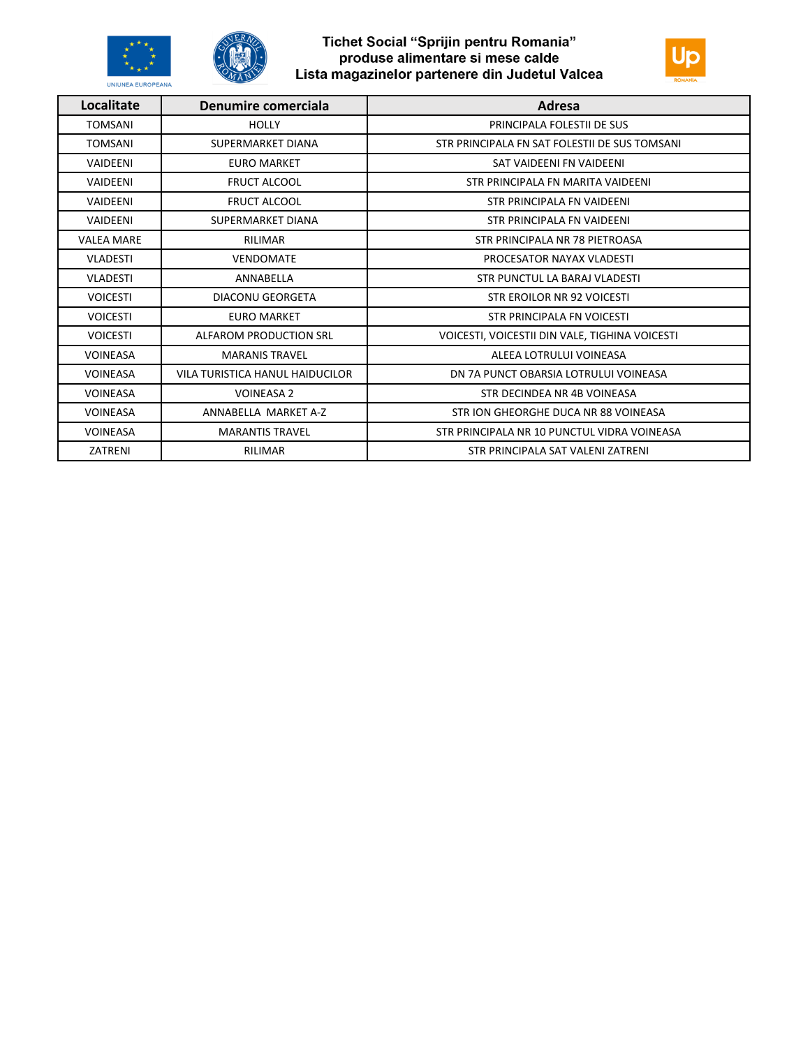UNIUNEA EUROPEANA

# Tichet Social "Sprijin pentru Romania" produse alimentare si mese calde Lista magazinelor partenere din Judetul Valcea

| Localitate | Denumire comerciala | Adresa |
|---|---|---|
| TOMSANI | HOLLY | PRINCIPALA FOLESTII DE SUS |
| TOMSANI | SUPERMARKET DIANA | STR PRINCIPALA FN SAT FOLESTII DE SUS TOMSANI |
| VAIDEENI | EURO MARKET | SAT VAIDEENI FN VAIDEENI |
| VAIDEENI | FRUCT ALCOOL | STR PRINCIPALA FN MARITA VAIDEENI |
| VAIDEENI | FRUCT ALCOOL | STR PRINCIPALA FN VAIDEENI |
| VAIDEENI | SUPERMARKET DIANA | STR PRINCIPALA FN VAIDEENI |
| VALEA MARE | RILIMAR | STR PRINCIPALA NR 78 PIETROASA |
| VLADESTI | VENDOMATE | PROCESATOR NAYAX VLADESTI |
| VLADESTI | ANNABELLA | STR PUNCTUL LA BARAJ VLADESTI |
| VOICESTI | DIACONU GEORGETA | STR EROILOR NR 92 VOICESTI |
| VOICESTI | EURO MARKET | STR PRINCIPALA FN VOICESTI |
| VOICESTI | ALFAROM PRODUCTION SRL | VOICESTI, VOICESTII DIN VALE, TIGHINA VOICESTI |
| VOINEASA | MARANIS TRAVEL | ALEEA LOTRULUI VOINEASA |
| VOINEASA | VILA TURISTICA HANUL HAIDUCILOR | DN 7A PUNCT OBARSIA LOTRULUI VOINEASA |
| VOINEASA | VOINEASA 2 | STR DECINDEA NR 4B VOINEASA |
| VOINEASA | ANNABELLA MARKET A-Z | STR ION GHEORGHE DUCA NR 88 VOINEASA |
| VOINEASA | MARANTIS TRAVEL | STR PRINCIPALA NR 10 PUNCTUL VIDRA VOINEASA |
| ZATRENI | RILIMAR | STR PRINCIPALA SAT VALENI ZATRENI |